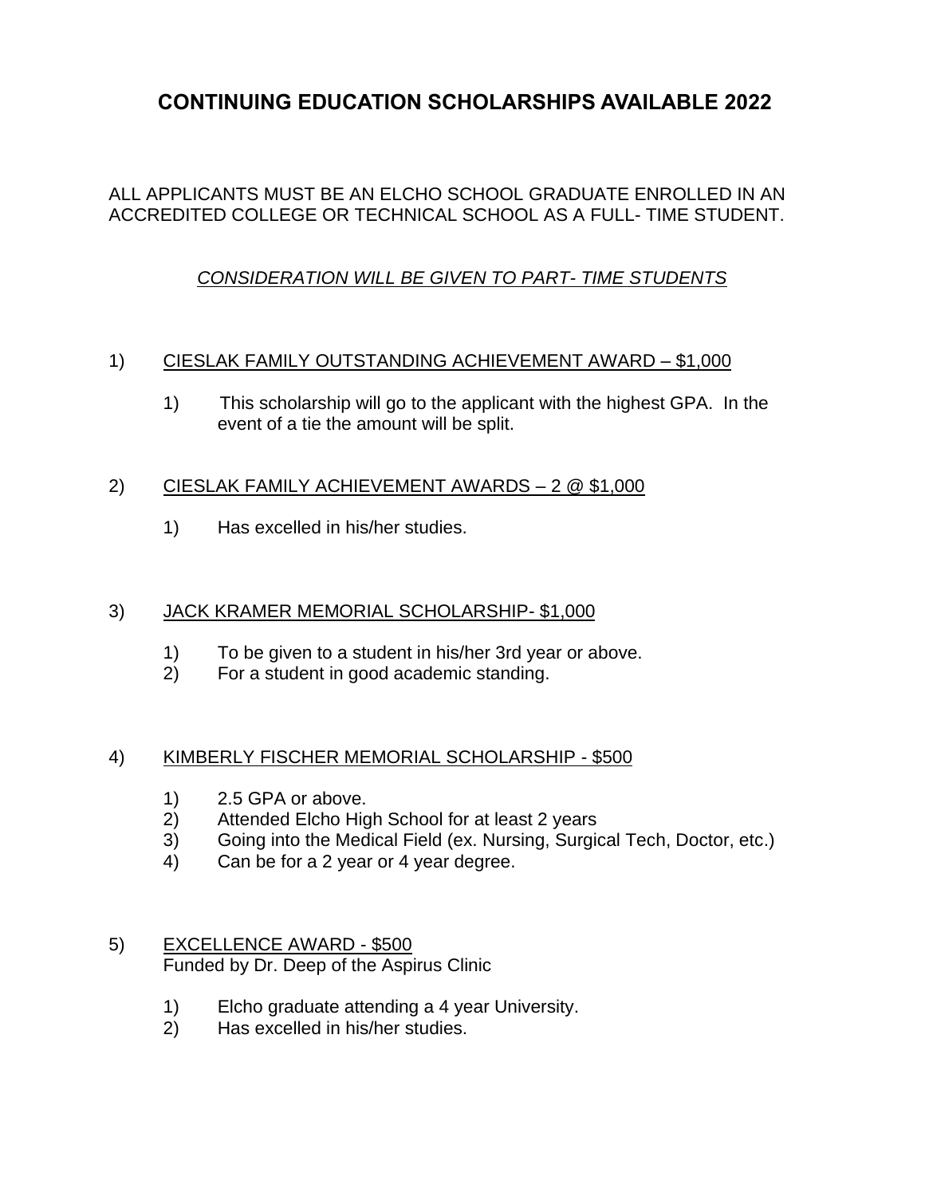# CONTINUING EDUCATION SCHOLARSHIPS AVAILABLE 2022

ALL APPLICANTS MUST BE AN ELCHO SCHOOL GRADUATE ENROLLED IN AN ACCREDITED COLLEGE OR TECHNICAL SCHOOL AS A FULL- TIME STUDENT.

*CONSIDERATION WILL BE GIVEN TO PART- TIME STUDENTS*

1) CIESLAK FAMILY OUTSTANDING ACHIEVEMENT AWARD – $1,000

   1) This scholarship will go to the applicant with the highest GPA. In the event of a tie the amount will be split.

2) CIESLAK FAMILY ACHIEVEMENT AWARDS – 2 @ $1,000

   1) Has excelled in his/her studies.

3) JACK KRAMER MEMORIAL SCHOLARSHIP- $1,000

   1) To be given to a student in his/her 3rd year or above.
   2) For a student in good academic standing.

4) KIMBERLY FISCHER MEMORIAL SCHOLARSHIP - $500

   1) 2.5 GPA or above.
   2) Attended Elcho High School for at least 2 years
   3) Going into the Medical Field (ex. Nursing, Surgical Tech, Doctor, etc.)
   4) Can be for a 2 year or 4 year degree.

5) EXCELLENCE AWARD - $500
   Funded by Dr. Deep of the Aspirus Clinic

   1) Elcho graduate attending a 4 year University.
   2) Has excelled in his/her studies.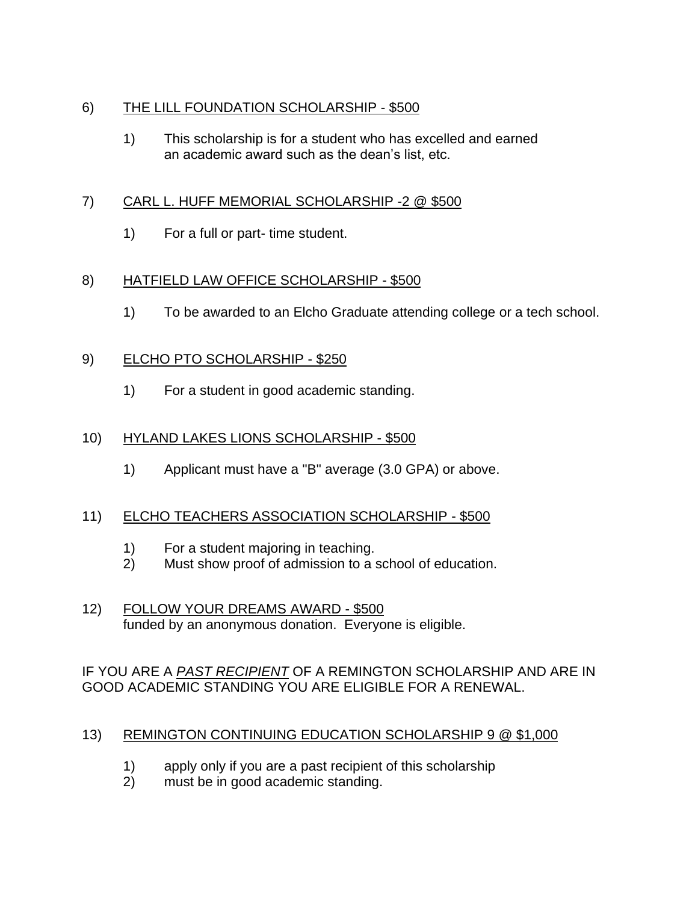6) <u>THE LILL FOUNDATION SCHOLARSHIP - $500</u>

   1) This scholarship is for a student who has excelled and earned an academic award such as the dean's list, etc.

7) <u>CARL L. HUFF MEMORIAL SCHOLARSHIP -2 @ $500</u>

   1) For a full or part- time student.

8) <u>HATFIELD LAW OFFICE SCHOLARSHIP - $500</u>

   1) To be awarded to an Elcho Graduate attending college or a tech school.

9) <u>ELCHO PTO SCHOLARSHIP - $250</u>

   1) For a student in good academic standing.

10) <u>HYLAND LAKES LIONS SCHOLARSHIP - $500</u>

   1) Applicant must have a "B" average (3.0 GPA) or above.

11) <u>ELCHO TEACHERS ASSOCIATION SCHOLARSHIP - $500</u>

   1) For a student majoring in teaching.
   2) Must show proof of admission to a school of education.

12) <u>FOLLOW YOUR DREAMS AWARD - $500</u>
    funded by an anonymous donation. Everyone is eligible.

IF YOU ARE A <u>*PAST RECIPIENT*</u> OF A REMINGTON SCHOLARSHIP AND ARE IN GOOD ACADEMIC STANDING YOU ARE ELIGIBLE FOR A RENEWAL.

13) <u>REMINGTON CONTINUING EDUCATION SCHOLARSHIP 9 @ $1,000</u>

   1) apply only if you are a past recipient of this scholarship
   2) must be in good academic standing.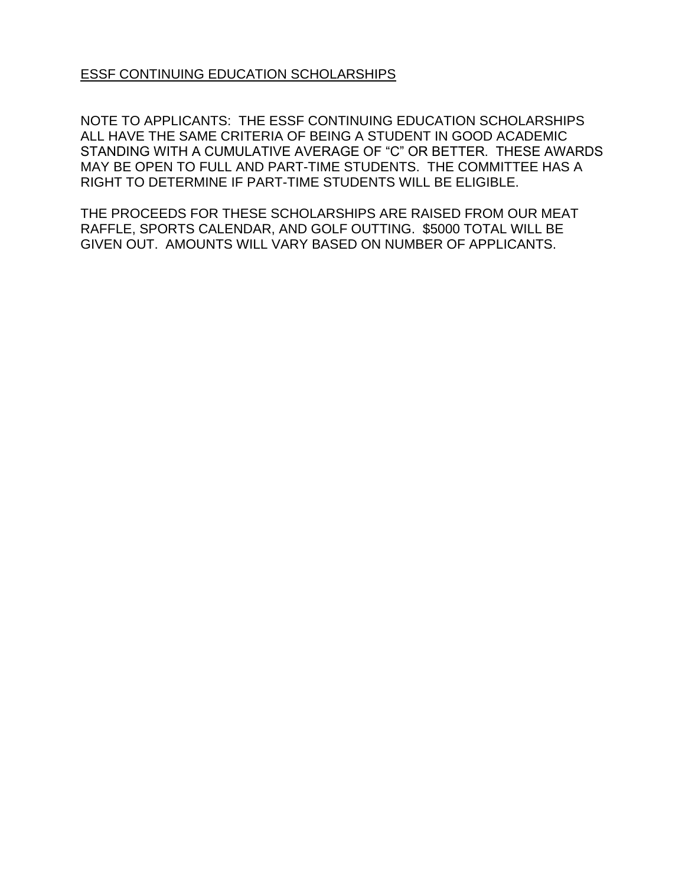<u>ESSF CONTINUING EDUCATION SCHOLARSHIPS</u>

NOTE TO APPLICANTS: THE ESSF CONTINUING EDUCATION SCHOLARSHIPS ALL HAVE THE SAME CRITERIA OF BEING A STUDENT IN GOOD ACADEMIC STANDING WITH A CUMULATIVE AVERAGE OF "C" OR BETTER. THESE AWARDS MAY BE OPEN TO FULL AND PART-TIME STUDENTS. THE COMMITTEE HAS A RIGHT TO DETERMINE IF PART-TIME STUDENTS WILL BE ELIGIBLE.

THE PROCEEDS FOR THESE SCHOLARSHIPS ARE RAISED FROM OUR MEAT RAFFLE, SPORTS CALENDAR, AND GOLF OUTTING. $5000 TOTAL WILL BE GIVEN OUT. AMOUNTS WILL VARY BASED ON NUMBER OF APPLICANTS.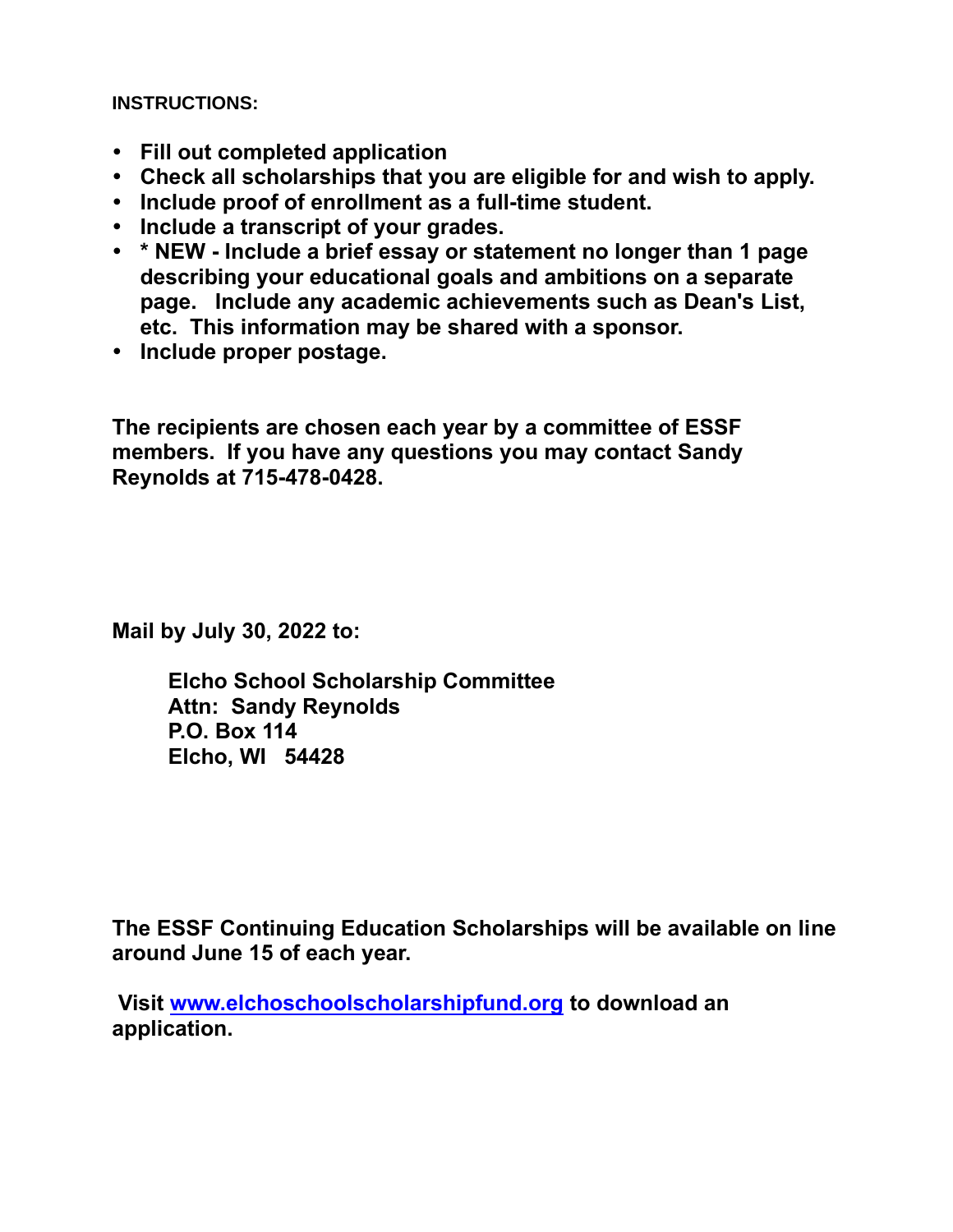**INSTRUCTIONS:**

- **Fill out completed application**
- **Check all scholarships that you are eligible for and wish to apply.**
- **Include proof of enrollment as a full-time student.**
- **Include a transcript of your grades.**
- *** NEW - Include a brief essay or statement no longer than 1 page describing your educational goals and ambitions on a separate page. Include any academic achievements such as Dean's List, etc. This information may be shared with a sponsor.**
- **Include proper postage.**

**The recipients are chosen each year by a committee of ESSF members. If you have any questions you may contact Sandy Reynolds at 715-478-0428.**

**Mail by July 30, 2022 to:**

> **Elcho School Scholarship Committee**
> **Attn: Sandy Reynolds**
> **P.O. Box 114**
> **Elcho, WI 54428**

**The ESSF Continuing Education Scholarships will be available on line around June 15 of each year.**

**Visit [www.elchoschoolscholarshipfund.org](http://www.elchoschoolscholarshipfund.org) to download an application.**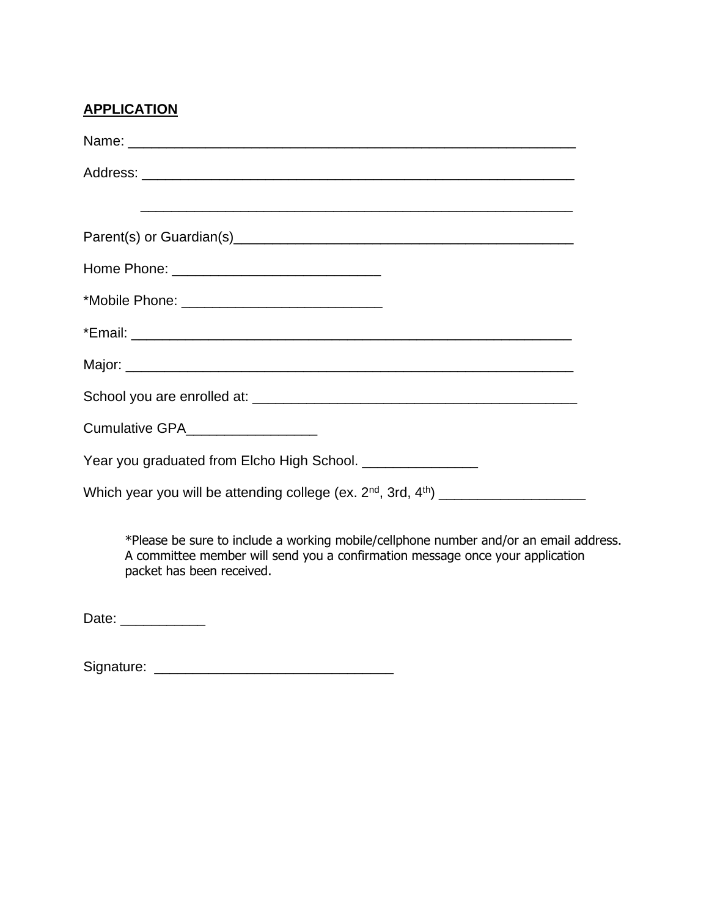**APPLICATION**

Name: ___________________________________________________________

Address: _________________________________________________________

_________________________________________________________

Parent(s) or Guardian(s)____________________________________________

Home Phone: ___________________________

*Mobile Phone: __________________________

*Email: __________________________________________________________

Major: ___________________________________________________________

School you are enrolled at: __________________________________________

Cumulative GPA_________________

Year you graduated from Elcho High School. _______________

Which year you will be attending college (ex. 2nd, 3rd, 4th) ___________________

*Please be sure to include a working mobile/cellphone number and/or an email address. A committee member will send you a confirmation message once your application packet has been received.

Date: ___________

Signature: _______________________________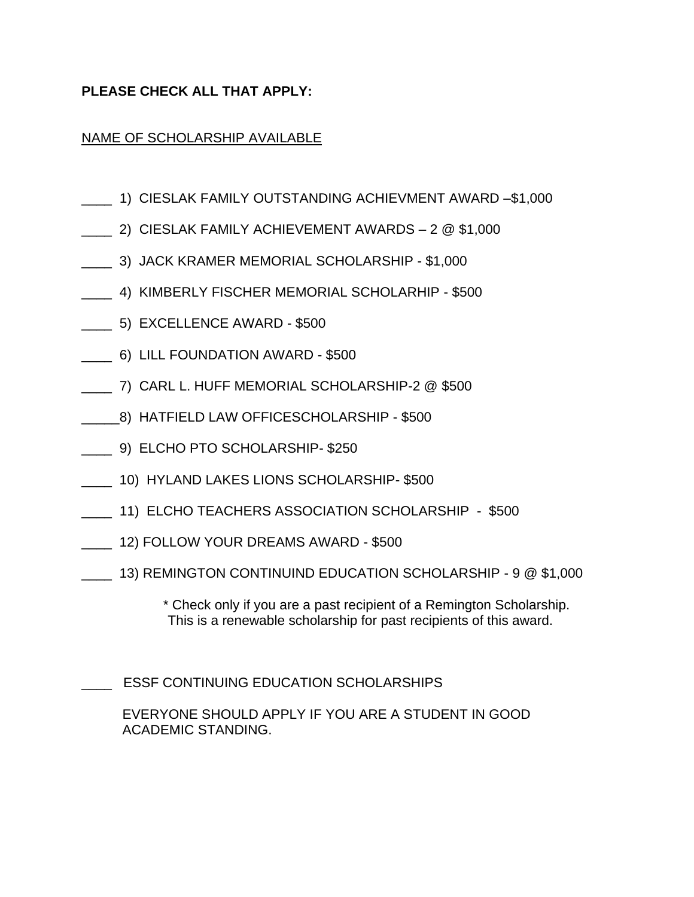**PLEASE CHECK ALL THAT APPLY:**

<u>NAME OF SCHOLARSHIP AVAILABLE</u>

____ 1) CIESLAK FAMILY OUTSTANDING ACHIEVMENT AWARD –$1,000

____ 2) CIESLAK FAMILY ACHIEVEMENT AWARDS – 2 @ $1,000

____ 3) JACK KRAMER MEMORIAL SCHOLARSHIP - $1,000

____ 4) KIMBERLY FISCHER MEMORIAL SCHOLARHIP - $500

____ 5) EXCELLENCE AWARD - $500

____ 6) LILL FOUNDATION AWARD - $500

____ 7) CARL L. HUFF MEMORIAL SCHOLARSHIP-2 @ $500

_____8) HATFIELD LAW OFFICESCHOLARSHIP - $500

____ 9) ELCHO PTO SCHOLARSHIP- $250

____ 10) HYLAND LAKES LIONS SCHOLARSHIP- $500

____ 11) ELCHO TEACHERS ASSOCIATION SCHOLARSHIP - $500

____ 12) FOLLOW YOUR DREAMS AWARD - $500

____ 13) REMINGTON CONTINUIND EDUCATION SCHOLARSHIP - 9 @ $1,000

* Check only if you are a past recipient of a Remington Scholarship. This is a renewable scholarship for past recipients of this award.

____ ESSF CONTINUING EDUCATION SCHOLARSHIPS

EVERYONE SHOULD APPLY IF YOU ARE A STUDENT IN GOOD ACADEMIC STANDING.